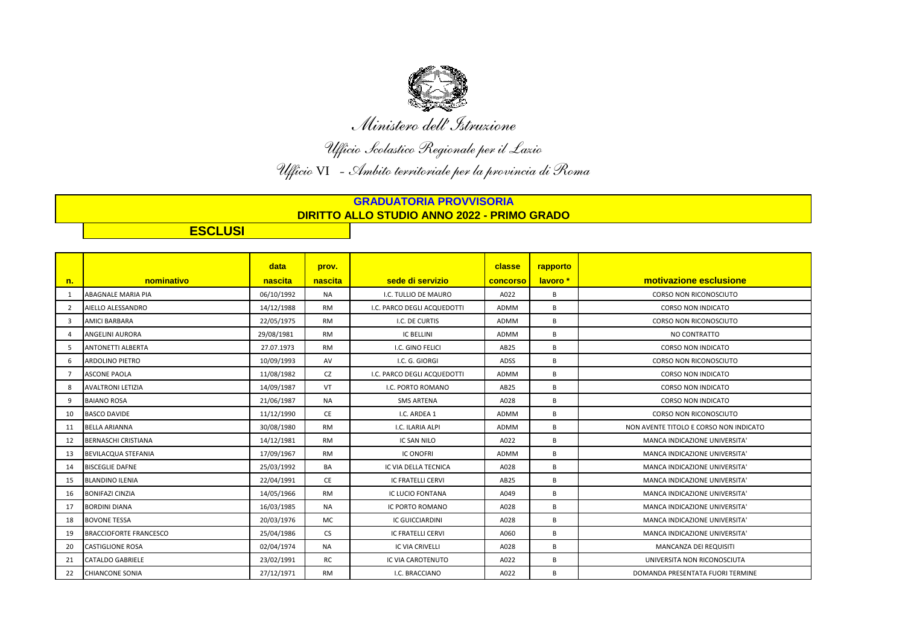*Ministero dell'Istruzione*

*Ufficio Scolastico Regionale per il Lazio*

*Ufficio VI - Ambito territoriale per la provincia di Roma*

## GRADUATORIA PROVVISORIA
## DIRITTO ALLO STUDIO ANNO 2022 - PRIMO GRADO

### ESCLUSI

| n. | nominativo | data nascita | prov. nascita | sede di servizio | classe concorso | rapporto lavoro * | motivazione esclusione |
|---|---|---|---|---|---|---|---|
| 1 | ABAGNALE MARIA PIA | 06/10/1992 | NA | I.C. TULLIO DE MAURO | A022 | B | CORSO NON RICONOSCIUTO |
| 2 | AIELLO ALESSANDRO | 14/12/1988 | RM | I.C. PARCO DEGLI ACQUEDOTTI | ADMM | B | CORSO NON INDICATO |
| 3 | AMICI BARBARA | 22/05/1975 | RM | I.C. DE CURTIS | ADMM | B | CORSO NON RICONOSCIUTO |
| 4 | ANGELINI AURORA | 29/08/1981 | RM | IC BELLINI | ADMM | B | NO CONTRATTO |
| 5 | ANTONETTI ALBERTA | 27.07.1973 | RM | I.C. GINO FELICI | AB25 | B | CORSO NON INDICATO |
| 6 | ARDOLINO PIETRO | 10/09/1993 | AV | I.C. G. GIORGI | ADSS | B | CORSO NON RICONOSCIUTO |
| 7 | ASCONE PAOLA | 11/08/1982 | CZ | I.C. PARCO DEGLI ACQUEDOTTI | ADMM | B | CORSO NON INDICATO |
| 8 | AVALTRONI LETIZIA | 14/09/1987 | VT | I.C. PORTO ROMANO | AB25 | B | CORSO NON INDICATO |
| 9 | BAIANO ROSA | 21/06/1987 | NA | SMS ARTENA | A028 | B | CORSO NON INDICATO |
| 10 | BASCO DAVIDE | 11/12/1990 | CE | I.C. ARDEA 1 | ADMM | B | CORSO NON RICONOSCIUTO |
| 11 | BELLA ARIANNA | 30/08/1980 | RM | I.C. ILARIA ALPI | ADMM | B | NON AVENTE TITOLO E CORSO NON INDICATO |
| 12 | BERNASCHI CRISTIANA | 14/12/1981 | RM | IC SAN NILO | A022 | B | MANCA INDICAZIONE UNIVERSITA' |
| 13 | BEVILACQUA STEFANIA | 17/09/1967 | RM | IC ONOFRI | ADMM | B | MANCA INDICAZIONE UNIVERSITA' |
| 14 | BISCEGLIE DAFNE | 25/03/1992 | BA | IC VIA DELLA TECNICA | A028 | B | MANCA INDICAZIONE UNIVERSITA' |
| 15 | BLANDINO ILENIA | 22/04/1991 | CE | IC FRATELLI CERVI | AB25 | B | MANCA INDICAZIONE UNIVERSITA' |
| 16 | BONIFAZI CINZIA | 14/05/1966 | RM | IC LUCIO FONTANA | A049 | B | MANCA INDICAZIONE UNIVERSITA' |
| 17 | BORDINI DIANA | 16/03/1985 | NA | IC PORTO ROMANO | A028 | B | MANCA INDICAZIONE UNIVERSITA' |
| 18 | BOVONE TESSA | 20/03/1976 | MC | IC GUICCIARDINI | A028 | B | MANCA INDICAZIONE UNIVERSITA' |
| 19 | BRACCIOFORTE FRANCESCO | 25/04/1986 | CS | IC FRATELLI CERVI | A060 | B | MANCA INDICAZIONE UNIVERSITA' |
| 20 | CASTIGLIONE ROSA | 02/04/1974 | NA | IC VIA CRIVELLI | A028 | B | MANCANZA DEI REQUISITI |
| 21 | CATALDO GABRIELE | 23/02/1991 | RC | IC VIA CAROTENUTO | A022 | B | UNIVERSITA NON RICONOSCIUTA |
| 22 | CHIANCONE SONIA | 27/12/1971 | RM | I.C. BRACCIANO | A022 | B | DOMANDA PRESENTATA FUORI TERMINE |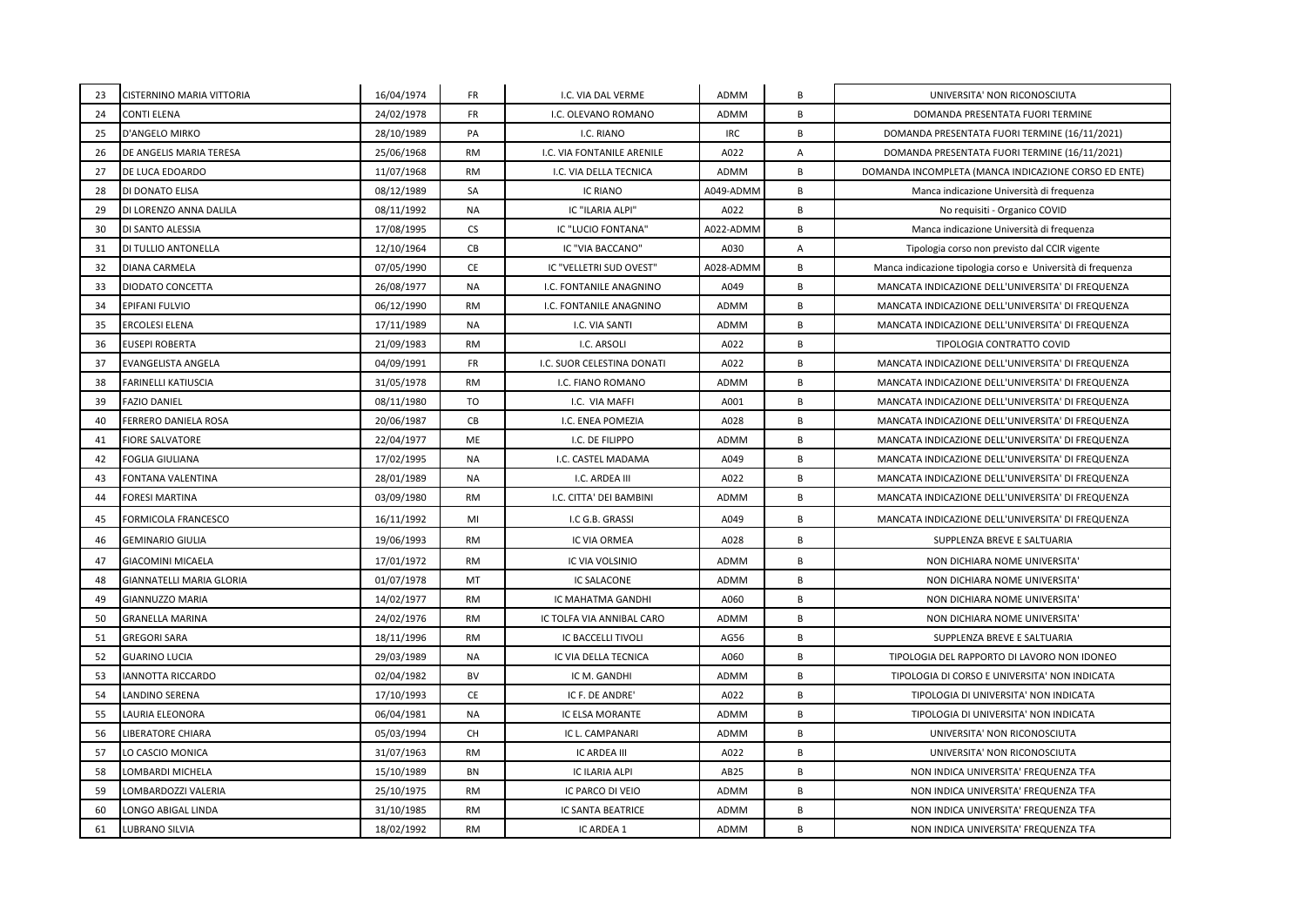| | | | | | | | |
|---|---|---|---|---|---|---|---|
| 23 | CISTERNINO MARIA VITTORIA | 16/04/1974 | FR | I.C. VIA DAL VERME | ADMM | B | UNIVERSITA' NON RICONOSCIUTA |
| 24 | CONTI ELENA | 24/02/1978 | FR | I.C. OLEVANO ROMANO | ADMM | B | DOMANDA PRESENTATA FUORI TERMINE |
| 25 | D'ANGELO MIRKO | 28/10/1989 | PA | I.C. RIANO | IRC | B | DOMANDA PRESENTATA FUORI TERMINE (16/11/2021) |
| 26 | DE ANGELIS MARIA TERESA | 25/06/1968 | RM | I.C. VIA FONTANILE ARENILE | A022 | A | DOMANDA PRESENTATA FUORI TERMINE (16/11/2021) |
| 27 | DE LUCA EDOARDO | 11/07/1968 | RM | I.C. VIA DELLA TECNICA | ADMM | B | DOMANDA INCOMPLETA (MANCA INDICAZIONE CORSO ED ENTE) |
| 28 | DI DONATO ELISA | 08/12/1989 | SA | IC RIANO | A049-ADMM | B | Manca indicazione Università di frequenza |
| 29 | DI LORENZO ANNA DALILA | 08/11/1992 | NA | IC "ILARIA ALPI" | A022 | B | No requisiti - Organico COVID |
| 30 | DI SANTO ALESSIA | 17/08/1995 | CS | IC "LUCIO FONTANA" | A022-ADMM | B | Manca indicazione Università di frequenza |
| 31 | DI TULLIO ANTONELLA | 12/10/1964 | CB | IC "VIA BACCANO" | A030 | A | Tipologia corso non previsto dal CCIR vigente |
| 32 | DIANA CARMELA | 07/05/1990 | CE | IC "VELLETRI SUD OVEST" | A028-ADMM | B | Manca indicazione tipologia corso e Università di frequenza |
| 33 | DIODATO CONCETTA | 26/08/1977 | NA | I.C. FONTANILE ANAGNINO | A049 | B | MANCATA INDICAZIONE DELL'UNIVERSITA' DI FREQUENZA |
| 34 | EPIFANI FULVIO | 06/12/1990 | RM | I.C. FONTANILE ANAGNINO | ADMM | B | MANCATA INDICAZIONE DELL'UNIVERSITA' DI FREQUENZA |
| 35 | ERCOLESI ELENA | 17/11/1989 | NA | I.C. VIA SANTI | ADMM | B | MANCATA INDICAZIONE DELL'UNIVERSITA' DI FREQUENZA |
| 36 | EUSEPI ROBERTA | 21/09/1983 | RM | I.C. ARSOLI | A022 | B | TIPOLOGIA CONTRATTO COVID |
| 37 | EVANGELISTA ANGELA | 04/09/1991 | FR | I.C. SUOR CELESTINA DONATI | A022 | B | MANCATA INDICAZIONE DELL'UNIVERSITA' DI FREQUENZA |
| 38 | FARINELLI KATIUSCIA | 31/05/1978 | RM | I.C. FIANO ROMANO | ADMM | B | MANCATA INDICAZIONE DELL'UNIVERSITA' DI FREQUENZA |
| 39 | FAZIO DANIEL | 08/11/1980 | TO | I.C. VIA MAFFI | A001 | B | MANCATA INDICAZIONE DELL'UNIVERSITA' DI FREQUENZA |
| 40 | FERRERO DANIELA ROSA | 20/06/1987 | CB | I.C. ENEA POMEZIA | A028 | B | MANCATA INDICAZIONE DELL'UNIVERSITA' DI FREQUENZA |
| 41 | FIORE SALVATORE | 22/04/1977 | ME | I.C. DE FILIPPO | ADMM | B | MANCATA INDICAZIONE DELL'UNIVERSITA' DI FREQUENZA |
| 42 | FOGLIA GIULIANA | 17/02/1995 | NA | I.C. CASTEL MADAMA | A049 | B | MANCATA INDICAZIONE DELL'UNIVERSITA' DI FREQUENZA |
| 43 | FONTANA VALENTINA | 28/01/1989 | NA | I.C. ARDEA III | A022 | B | MANCATA INDICAZIONE DELL'UNIVERSITA' DI FREQUENZA |
| 44 | FORESI MARTINA | 03/09/1980 | RM | I.C. CITTA' DEI BAMBINI | ADMM | B | MANCATA INDICAZIONE DELL'UNIVERSITA' DI FREQUENZA |
| 45 | FORMICOLA FRANCESCO | 16/11/1992 | MI | I.C G.B. GRASSI | A049 | B | MANCATA INDICAZIONE DELL'UNIVERSITA' DI FREQUENZA |
| 46 | GEMINARIO GIULIA | 19/06/1993 | RM | IC VIA ORMEA | A028 | B | SUPPLENZA BREVE E SALTUARIA |
| 47 | GIACOMINI MICAELA | 17/01/1972 | RM | IC VIA VOLSINIO | ADMM | B | NON DICHIARA NOME UNIVERSITA' |
| 48 | GIANNATELLI MARIA GLORIA | 01/07/1978 | MT | IC SALACONE | ADMM | B | NON DICHIARA NOME UNIVERSITA' |
| 49 | GIANNUZZO MARIA | 14/02/1977 | RM | IC MAHATMA GANDHI | A060 | B | NON DICHIARA NOME UNIVERSITA' |
| 50 | GRANELLA MARINA | 24/02/1976 | RM | IC TOLFA VIA ANNIBAL CARO | ADMM | B | NON DICHIARA NOME UNIVERSITA' |
| 51 | GREGORI SARA | 18/11/1996 | RM | IC BACCELLI TIVOLI | AG56 | B | SUPPLENZA BREVE E SALTUARIA |
| 52 | GUARINO LUCIA | 29/03/1989 | NA | IC VIA DELLA TECNICA | A060 | B | TIPOLOGIA DEL RAPPORTO DI LAVORO NON IDONEO |
| 53 | IANNOTTA RICCARDO | 02/04/1982 | BV | IC M. GANDHI | ADMM | B | TIPOLOGIA DI CORSO E UNIVERSITA' NON INDICATA |
| 54 | LANDINO SERENA | 17/10/1993 | CE | IC F. DE ANDRE' | A022 | B | TIPOLOGIA DI UNIVERSITA' NON INDICATA |
| 55 | LAURIA ELEONORA | 06/04/1981 | NA | IC ELSA MORANTE | ADMM | B | TIPOLOGIA DI UNIVERSITA' NON INDICATA |
| 56 | LIBERATORE CHIARA | 05/03/1994 | CH | IC L. CAMPANARI | ADMM | B | UNIVERSITA' NON RICONOSCIUTA |
| 57 | LO CASCIO MONICA | 31/07/1963 | RM | IC ARDEA III | A022 | B | UNIVERSITA' NON RICONOSCIUTA |
| 58 | LOMBARDI MICHELA | 15/10/1989 | BN | IC ILARIA ALPI | AB25 | B | NON INDICA UNIVERSITA' FREQUENZA TFA |
| 59 | LOMBARDOZZI VALERIA | 25/10/1975 | RM | IC PARCO DI VEIO | ADMM | B | NON INDICA UNIVERSITA' FREQUENZA TFA |
| 60 | LONGO ABIGAL LINDA | 31/10/1985 | RM | IC SANTA BEATRICE | ADMM | B | NON INDICA UNIVERSITA' FREQUENZA TFA |
| 61 | LUBRANO SILVIA | 18/02/1992 | RM | IC ARDEA 1 | ADMM | B | NON INDICA UNIVERSITA' FREQUENZA TFA |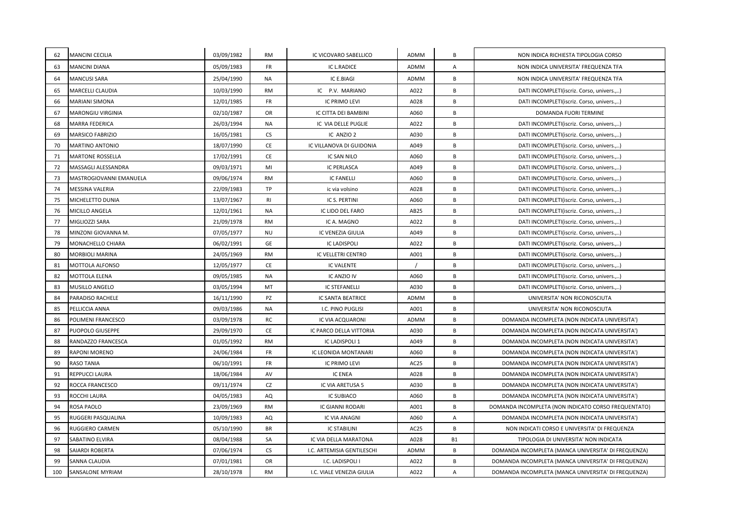| 62 | MANCINI CECILIA | 03/09/1982 | RM | IC VICOVARO SABELLICO | ADMM | B | NON INDICA RICHIESTA TIPOLOGIA CORSO |
|---|---|---|---|---|---|---|---|
| 63 | MANCINI DIANA | 05/09/1983 | FR | IC L.RADICE | ADMM | A | NON INDICA UNIVERSITA' FREQUENZA TFA |
| 64 | MANCUSI SARA | 25/04/1990 | NA | IC E.BIAGI | ADMM | B | NON INDICA UNIVERSITA' FREQUENZA TFA |
| 65 | MARCELLI CLAUDIA | 10/03/1990 | RM | IC P.V. MARIANO | A022 | B | DATI INCOMPLETI(iscriz. Corso, univers.,..) |
| 66 | MARIANI SIMONA | 12/01/1985 | FR | IC PRIMO LEVI | A028 | B | DATI INCOMPLETI(iscriz. Corso, univers.,..) |
| 67 | MARONGIU VIRGINIA | 02/10/1987 | OR | IC CITTA DEI BAMBINI | A060 | B | DOMANDA FUORI TERMINE |
| 68 | MARRA FEDERICA | 26/03/1994 | NA | IC VIA DELLE PUGLIE | A022 | B | DATI INCOMPLETI(iscriz. Corso, univers.,..) |
| 69 | MARSICO FABRIZIO | 16/05/1981 | CS | IC ANZIO 2 | A030 | B | DATI INCOMPLETI(iscriz. Corso, univers.,..) |
| 70 | MARTINO ANTONIO | 18/07/1990 | CE | IC VILLANOVA DI GUIDONIA | A049 | B | DATI INCOMPLETI(iscriz. Corso, univers.,..) |
| 71 | MARTONE ROSSELLA | 17/02/1991 | CE | IC SAN NILO | A060 | B | DATI INCOMPLETI(iscriz. Corso, univers.,..) |
| 72 | MASSAGLI ALESSANDRA | 09/03/1971 | MI | IC PERLASCA | A049 | B | DATI INCOMPLETI(iscriz. Corso, univers.,..) |
| 73 | MASTROGIOVANNI EMANUELA | 09/06/1974 | RM | IC FANELLI | A060 | B | DATI INCOMPLETI(iscriz. Corso, univers.,..) |
| 74 | MESSINA VALERIA | 22/09/1983 | TP | ic via volsino | A028 | B | DATI INCOMPLETI(iscriz. Corso, univers.,..) |
| 75 | MICHELETTO DUNIA | 13/07/1967 | RI | IC S. PERTINI | A060 | B | DATI INCOMPLETI(iscriz. Corso, univers.,..) |
| 76 | MICILLO ANGELA | 12/01/1961 | NA | IC LIDO DEL FARO | AB25 | B | DATI INCOMPLETI(iscriz. Corso, univers.,..) |
| 77 | MIGLIOZZI SARA | 21/09/1978 | RM | IC A. MAGNO | A022 | B | DATI INCOMPLETI(iscriz. Corso, univers.,..) |
| 78 | MINZONI GIOVANNA M. | 07/05/1977 | NU | IC VENEZIA GIULIA | A049 | B | DATI INCOMPLETI(iscriz. Corso, univers.,..) |
| 79 | MONACHELLO CHIARA | 06/02/1991 | GE | IC LADISPOLI | A022 | B | DATI INCOMPLETI(iscriz. Corso, univers.,..) |
| 80 | MORBIOLI MARINA | 24/05/1969 | RM | IC VELLETRI CENTRO | A001 | B | DATI INCOMPLETI(iscriz. Corso, univers.,..) |
| 81 | MOTTOLA ALFONSO | 12/05/1977 | CE | IC VALENTE | / | B | DATI INCOMPLETI(iscriz. Corso, univers.,..) |
| 82 | MOTTOLA ELENA | 09/05/1985 | NA | IC ANZIO IV | A060 | B | DATI INCOMPLETI(iscriz. Corso, univers.,..) |
| 83 | MUSILLO ANGELO | 03/05/1994 | MT | IC STEFANELLI | A030 | B | DATI INCOMPLETI(iscriz. Corso, univers.,..) |
| 84 | PARADISO RACHELE | 16/11/1990 | PZ | IC SANTA BEATRICE | ADMM | B | UNIVERSITA' NON RICONOSCIUTA |
| 85 | PELLICCIA ANNA | 09/03/1986 | NA | I.C. PINO PUGLISI | A001 | B | UNIVERSITA' NON RICONOSCIUTA |
| 86 | POLIMENI FRANCESCO | 03/09/1978 | RC | IC VIA ACQUARONI | ADMM | B | DOMANDA INCOMPLETA (NON INDICATA UNIVERSITA') |
| 87 | PUOPOLO GIUSEPPE | 29/09/1970 | CE | IC PARCO DELLA VITTORIA | A030 | B | DOMANDA INCOMPLETA (NON INDICATA UNIVERSITA') |
| 88 | RANDAZZO FRANCESCA | 01/05/1992 | RM | IC LADISPOLI 1 | A049 | B | DOMANDA INCOMPLETA (NON INDICATA UNIVERSITA') |
| 89 | RAPONI MORENO | 24/06/1984 | FR | IC LEONIDA MONTANARI | A060 | B | DOMANDA INCOMPLETA (NON INDICATA UNIVERSITA') |
| 90 | RASO TANIA | 06/10/1991 | FR | IC PRIMO LEVI | AC25 | B | DOMANDA INCOMPLETA (NON INDICATA UNIVERSITA') |
| 91 | REPPUCCI LAURA | 18/06/1984 | AV | IC ENEA | A028 | B | DOMANDA INCOMPLETA (NON INDICATA UNIVERSITA') |
| 92 | ROCCA FRANCESCO | 09/11/1974 | CZ | IC VIA ARETUSA 5 | A030 | B | DOMANDA INCOMPLETA (NON INDICATA UNIVERSITA') |
| 93 | ROCCHI LAURA | 04/05/1983 | AQ | IC SUBIACO | A060 | B | DOMANDA INCOMPLETA (NON INDICATA UNIVERSITA') |
| 94 | ROSA PAOLO | 23/09/1969 | RM | IC GIANNI RODARI | A001 | B | DOMANDA INCOMPLETA (NON INDICATO CORSO FREQUENTATO) |
| 95 | RUGGERI PASQUALINA | 10/09/1983 | AQ | IC VIA ANAGNI | A060 | A | DOMANDA INCOMPLETA (NON INDICATA UNIVERSITA') |
| 96 | RUGGIERO CARMEN | 05/10/1990 | BR | IC STABILINI | AC25 | B | NON INDICATI CORSO E UNIVERSITA' DI FREQUENZA |
| 97 | SABATINO ELVIRA | 08/04/1988 | SA | IC VIA DELLA MARATONA | A028 | B1 | TIPOLOGIA DI UNIVERSITA' NON INDICATA |
| 98 | SAIARDI ROBERTA | 07/06/1974 | CS | I.C. ARTEMISIA GENTILESCHI | ADMM | B | DOMANDA INCOMPLETA (MANCA UNIVERSITA' DI FREQUENZA) |
| 99 | SANNA CLAUDIA | 07/01/1981 | OR | I.C. LADISPOLI I | A022 | B | DOMANDA INCOMPLETA (MANCA UNIVERSITA' DI FREQUENZA) |
| 100 | SANSALONE MYRIAM | 28/10/1978 | RM | I.C. VIALE VENEZIA GIULIA | A022 | A | DOMANDA INCOMPLETA (MANCA UNIVERSITA' DI FREQUENZA) |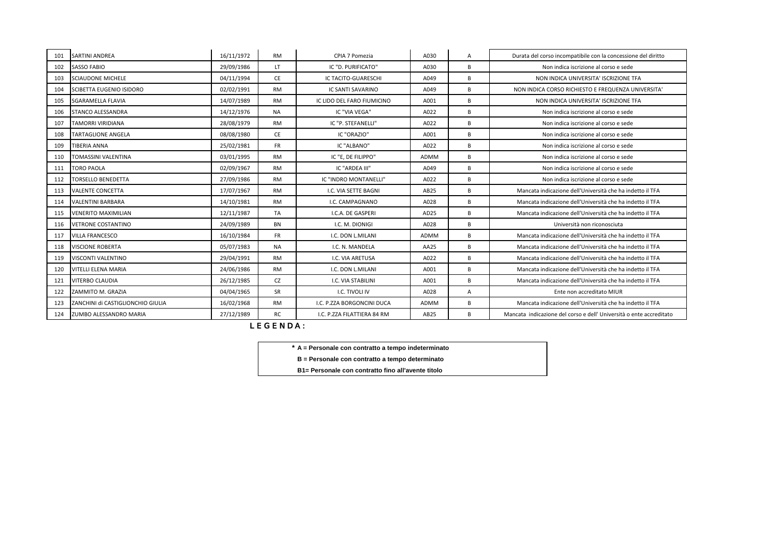| | | | | | | | |
|---|---|---|---|---|---|---|---|
| 101 | SARTINI ANDREA | 16/11/1972 | RM | CPIA 7 Pomezia | A030 | A | Durata del corso incompatibile con la concessione del diritto |
| 102 | SASSO FABIO | 29/09/1986 | LT | IC "D. PURIFICATO" | A030 | B | Non indica iscrizione al corso e sede |
| 103 | SCIAUDONE MICHELE | 04/11/1994 | CE | IC TACITO-GUARESCHI | A049 | B | NON INDICA UNIVERSITA' ISCRIZIONE TFA |
| 104 | SCIBETTA EUGENIO ISIDORO | 02/02/1991 | RM | IC SANTI SAVARINO | A049 | B | NON INDICA CORSO RICHIESTO E FREQUENZA UNIVERSITA' |
| 105 | SGARAMELLA FLAVIA | 14/07/1989 | RM | IC LIDO DEL FARO FIUMICINO | A001 | B | NON INDICA UNIVERSITA' ISCRIZIONE TFA |
| 106 | STANCO ALESSANDRA | 14/12/1976 | NA | IC "VIA VEGA" | A022 | B | Non indica iscrizione al corso e sede |
| 107 | TAMORRI VIRIDIANA | 28/08/1979 | RM | IC "P. STEFANELLI" | A022 | B | Non indica iscrizione al corso e sede |
| 108 | TARTAGLIONE ANGELA | 08/08/1980 | CE | IC "ORAZIO" | A001 | B | Non indica iscrizione al corso e sede |
| 109 | TIBERIA ANNA | 25/02/1981 | FR | IC "ALBANO" | A022 | B | Non indica iscrizione al corso e sede |
| 110 | TOMASSINI VALENTINA | 03/01/1995 | RM | IC "E, DE FILIPPO" | ADMM | B | Non indica iscrizione al corso e sede |
| 111 | TORO PAOLA | 02/09/1967 | RM | IC "ARDEA III" | A049 | B | Non indica iscrizione al corso e sede |
| 112 | TORSELLO BENEDETTA | 27/09/1986 | RM | IC "INDRO MONTANELLI" | A022 | B | Non indica iscrizione al corso e sede |
| 113 | VALENTE CONCETTA | 17/07/1967 | RM | I.C. VIA SETTE BAGNI | AB25 | B | Mancata indicazione dell'Università che ha indetto il TFA |
| 114 | VALENTINI BARBARA | 14/10/1981 | RM | I.C. CAMPAGNANO | A028 | B | Mancata indicazione dell'Università che ha indetto il TFA |
| 115 | VENERITO MAXIMILIAN | 12/11/1987 | TA | I.C.A. DE GASPERI | AD25 | B | Mancata indicazione dell'Università che ha indetto il TFA |
| 116 | VETRONE COSTANTINO | 24/09/1989 | BN | I.C. M. DIONIGI | A028 | B | Università non riconosciuta |
| 117 | VILLA FRANCESCO | 16/10/1984 | FR | I.C. DON L.MILANI | ADMM | B | Mancata indicazione dell'Università che ha indetto il TFA |
| 118 | VISCIONE ROBERTA | 05/07/1983 | NA | I.C. N. MANDELA | AA25 | B | Mancata indicazione dell'Università che ha indetto il TFA |
| 119 | VISCONTI VALENTINO | 29/04/1991 | RM | I.C. VIA ARETUSA | A022 | B | Mancata indicazione dell'Università che ha indetto il TFA |
| 120 | VITELLI ELENA MARIA | 24/06/1986 | RM | I.C. DON L.MILANI | A001 | B | Mancata indicazione dell'Università che ha indetto il TFA |
| 121 | VITERBO CLAUDIA | 26/12/1985 | CZ | I.C. VIA STABILINI | A001 | B | Mancata indicazione dell'Università che ha indetto il TFA |
| 122 | ZAMMITO M. GRAZIA | 04/04/1965 | SR | I.C. TIVOLI IV | A028 | A | Ente non accreditato MIUR |
| 123 | ZANCHINI di CASTIGLIONCHIO GIULIA | 16/02/1968 | RM | I.C. P.ZZA BORGONCINI DUCA | ADMM | B | Mancata indicazione dell'Università che ha indetto il TFA |
| 124 | ZUMBO ALESSANDRO MARIA | 27/12/1989 | RC | I.C. P.ZZA FILATTIERA 84 RM | AB25 | B | Mancata indicazione del corso e dell' Università o ente accreditato |

**L E G E N D A :**

**\* A = Personale con contratto a tempo indeterminato**

**B = Personale con contratto a tempo determinato**

**B1= Personale con contratto fino all'avente titolo**